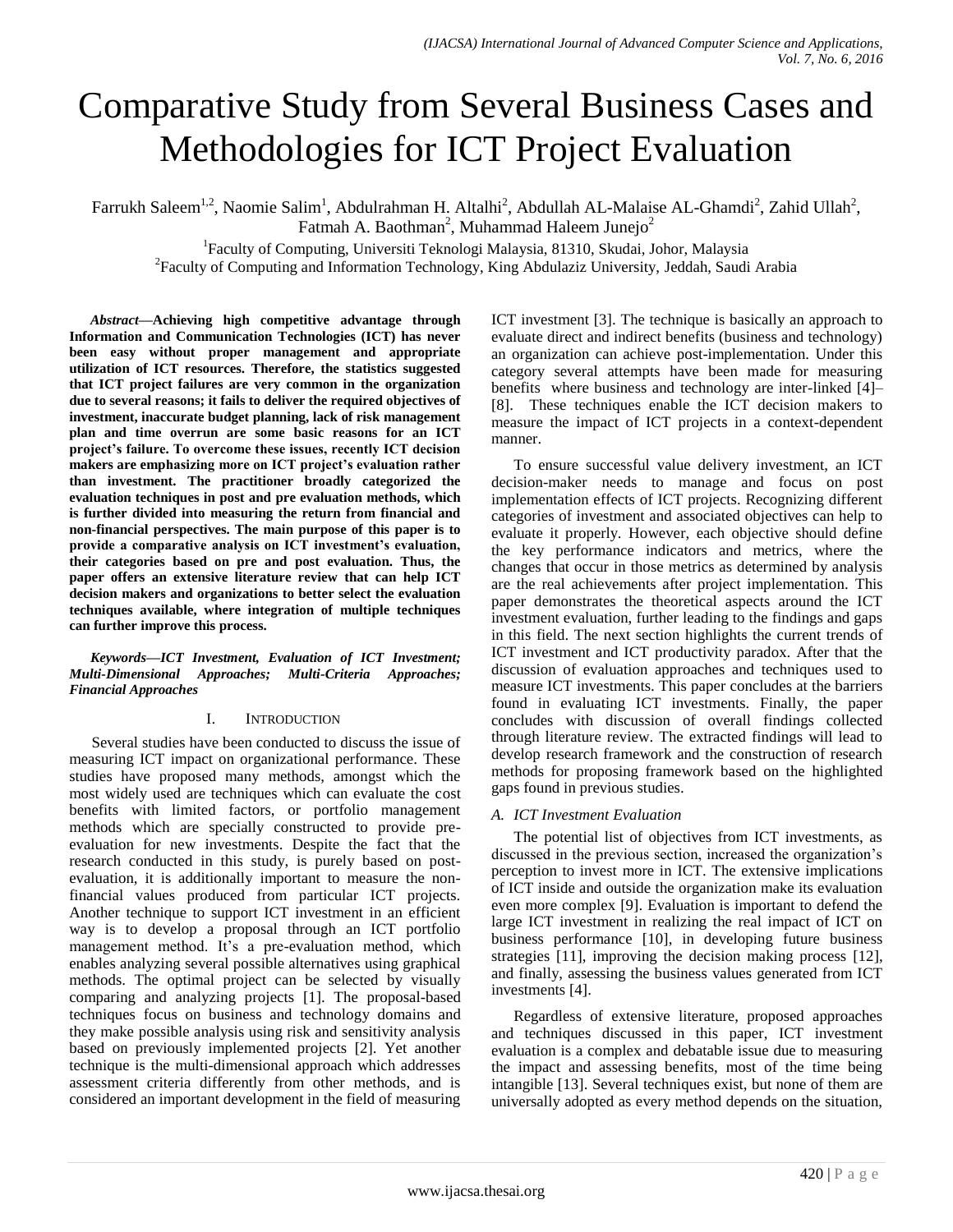# Comparative Study from Several Business Cases and Methodologies for ICT Project Evaluation

Farrukh Saleem[1,2], Naomie Salim[1], Abdulrahman H. Altalhi[2], Abdullah AL-Malaise AL-Ghamdi[2], Zahid Ullah[2], Fatmah A. Baothman[2], Muhammad Haleem Junejo[2]

[1]Faculty of Computing, Universiti Teknologi Malaysia, 81310, Skudai, Johor, Malaysia

[2]Faculty of Computing and Information Technology, King Abdulaziz University, Jeddah, Saudi Arabia

***Abstract*—Achieving high competitive advantage through Information and Communication Technologies (ICT) has never been easy without proper management and appropriate utilization of ICT resources. Therefore, the statistics suggested that ICT project failures are very common in the organization due to several reasons; it fails to deliver the required objectives of investment, inaccurate budget planning, lack of risk management plan and time overrun are some basic reasons for an ICT project's failure. To overcome these issues, recently ICT decision makers are emphasizing more on ICT project's evaluation rather than investment. The practitioner broadly categorized the evaluation techniques in post and pre evaluation methods, which is further divided into measuring the return from financial and non-financial perspectives. The main purpose of this paper is to provide a comparative analysis on ICT investment's evaluation, their categories based on pre and post evaluation. Thus, the paper offers an extensive literature review that can help ICT decision makers and organizations to better select the evaluation techniques available, where integration of multiple techniques can further improve this process.**

***Keywords*—*ICT Investment, Evaluation of ICT Investment; Multi-Dimensional Approaches; Multi-Criteria Approaches; Financial Approaches***

## I. Introduction

Several studies have been conducted to discuss the issue of measuring ICT impact on organizational performance. These studies have proposed many methods, amongst which the most widely used are techniques which can evaluate the cost benefits with limited factors, or portfolio management methods which are specially constructed to provide pre-evaluation for new investments. Despite the fact that the research conducted in this study, is purely based on post-evaluation, it is additionally important to measure the non-financial values produced from particular ICT projects. Another technique to support ICT investment in an efficient way is to develop a proposal through an ICT portfolio management method. It's a pre-evaluation method, which enables analyzing several possible alternatives using graphical methods. The optimal project can be selected by visually comparing and analyzing projects [1]. The proposal-based techniques focus on business and technology domains and they make possible analysis using risk and sensitivity analysis based on previously implemented projects [2]. Yet another technique is the multi-dimensional approach which addresses assessment criteria differently from other methods, and is considered an important development in the field of measuring ICT investment [3]. The technique is basically an approach to evaluate direct and indirect benefits (business and technology) an organization can achieve post-implementation. Under this category several attempts have been made for measuring benefits where business and technology are inter-linked [4]–[8]. These techniques enable the ICT decision makers to measure the impact of ICT projects in a context-dependent manner.

To ensure successful value delivery investment, an ICT decision-maker needs to manage and focus on post implementation effects of ICT projects. Recognizing different categories of investment and associated objectives can help to evaluate it properly. However, each objective should define the key performance indicators and metrics, where the changes that occur in those metrics as determined by analysis are the real achievements after project implementation. This paper demonstrates the theoretical aspects around the ICT investment evaluation, further leading to the findings and gaps in this field. The next section highlights the current trends of ICT investment and ICT productivity paradox. After that the discussion of evaluation approaches and techniques used to measure ICT investments. This paper concludes at the barriers found in evaluating ICT investments. Finally, the paper concludes with discussion of overall findings collected through literature review. The extracted findings will lead to develop research framework and the construction of research methods for proposing framework based on the highlighted gaps found in previous studies.

### *A. ICT Investment Evaluation*

The potential list of objectives from ICT investments, as discussed in the previous section, increased the organization's perception to invest more in ICT. The extensive implications of ICT inside and outside the organization make its evaluation even more complex [9]. Evaluation is important to defend the large ICT investment in realizing the real impact of ICT on business performance [10], in developing future business strategies [11], improving the decision making process [12], and finally, assessing the business values generated from ICT investments [4].

Regardless of extensive literature, proposed approaches and techniques discussed in this paper, ICT investment evaluation is a complex and debatable issue due to measuring the impact and assessing benefits, most of the time being intangible [13]. Several techniques exist, but none of them are universally adopted as every method depends on the situation,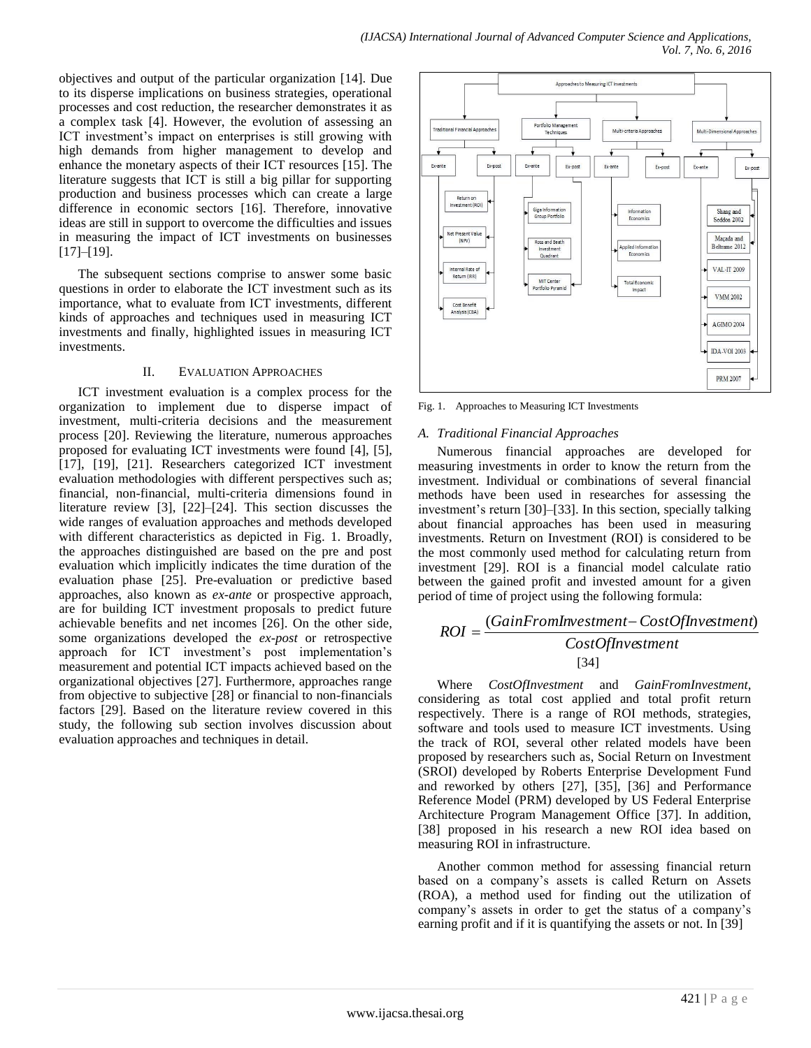objectives and output of the particular organization [14]. Due to its disperse implications on business strategies, operational processes and cost reduction, the researcher demonstrates it as a complex task [4]. However, the evolution of assessing an ICT investment's impact on enterprises is still growing with high demands from higher management to develop and enhance the monetary aspects of their ICT resources [15]. The literature suggests that ICT is still a big pillar for supporting production and business processes which can create a large difference in economic sectors [16]. Therefore, innovative ideas are still in support to overcome the difficulties and issues in measuring the impact of ICT investments on businesses [17]–[19].

The subsequent sections comprise to answer some basic questions in order to elaborate the ICT investment such as its importance, what to evaluate from ICT investments, different kinds of approaches and techniques used in measuring ICT investments and finally, highlighted issues in measuring ICT investments.

## II. Evaluation Approaches

ICT investment evaluation is a complex process for the organization to implement due to disperse impact of investment, multi-criteria decisions and the measurement process [20]. Reviewing the literature, numerous approaches proposed for evaluating ICT investments were found [4], [5], [17], [19], [21]. Researchers categorized ICT investment evaluation methodologies with different perspectives such as; financial, non-financial, multi-criteria dimensions found in literature review [3], [22]–[24]. This section discusses the wide ranges of evaluation approaches and methods developed with different characteristics as depicted in Fig. 1. Broadly, the approaches distinguished are based on the pre and post evaluation which implicitly indicates the time duration of the evaluation phase [25]. Pre-evaluation or predictive based approaches, also known as *ex-ante* or prospective approach, are for building ICT investment proposals to predict future achievable benefits and net incomes [26]. On the other side, some organizations developed the *ex-post* or retrospective approach for ICT investment's post implementation's measurement and potential ICT impacts achieved based on the organizational objectives [27]. Furthermore, approaches range from objective to subjective [28] or financial to non-financials factors [29]. Based on the literature review covered in this study, the following sub section involves discussion about evaluation approaches and techniques in detail.

Fig. 1. Approaches to Measuring ICT Investments

### A. Traditional Financial Approaches

Numerous financial approaches are developed for measuring investments in order to know the return from the investment. Individual or combinations of several financial methods have been used in researches for assessing the investment's return [30]–[33]. In this section, specially talking about financial approaches has been used in measuring investments. Return on Investment (ROI) is considered to be the most commonly used method for calculating return from investment [29]. ROI is a financial model calculate ratio between the gained profit and invested amount for a given period of time of project using the following formula:

$$ROI = \frac{(GainFromInvestment - CostOfInvestment)}{CostOfInvestment}$$

[34]

Where *CostOfInvestment* and *GainFromInvestment*, considering as total cost applied and total profit return respectively. There is a range of ROI methods, strategies, software and tools used to measure ICT investments. Using the track of ROI, several other related models have been proposed by researchers such as, Social Return on Investment (SROI) developed by Roberts Enterprise Development Fund and reworked by others [27], [35], [36] and Performance Reference Model (PRM) developed by US Federal Enterprise Architecture Program Management Office [37]. In addition, [38] proposed in his research a new ROI idea based on measuring ROI in infrastructure.

Another common method for assessing financial return based on a company's assets is called Return on Assets (ROA), a method used for finding out the utilization of company's assets in order to get the status of a company's earning profit and if it is quantifying the assets or not. In [39]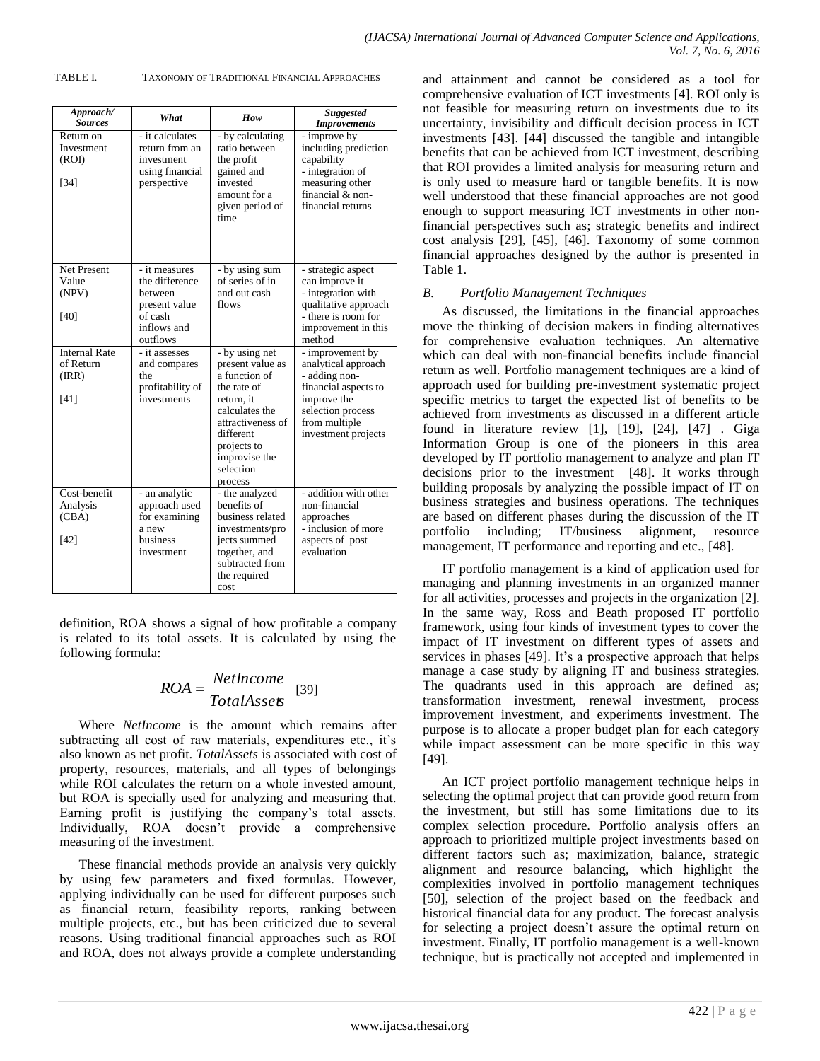TABLE I. TAXONOMY OF TRADITIONAL FINANCIAL APPROACHES

| *Approach/ Sources* | *What* | *How* | *Suggested Improvements* |
|---|---|---|---|
| Return on Investment (ROI) [34] | - it calculates return from an investment using financial perspective | - by calculating ratio between the profit gained and invested amount for a given period of time | - improve by including prediction capability - integration of measuring other financial & non-financial returns |
| Net Present Value (NPV) [40] | - it measures the difference between present value of cash inflows and outflows | - by using sum of series of in and out cash flows | - strategic aspect can improve it - integration with qualitative approach - there is room for improvement in this method |
| Internal Rate of Return (IRR) [41] | - it assesses and compares the profitability of investments | - by using net present value as a function of the rate of return, it calculates the attractiveness of different projects to improvise the selection process | - improvement by analytical approach - adding non-financial aspects to improve the selection process from multiple investment projects |
| Cost-benefit Analysis (CBA) [42] | - an analytic approach used for examining a new business investment | - the analyzed benefits of business related investments/projects summed together, and subtracted from the required cost | - addition with other non-financial approaches - inclusion of more aspects of post evaluation |

definition, ROA shows a signal of how profitable a company is related to its total assets. It is calculated by using the following formula:

$$ROA = \frac{NetIncome}{TotalAssets} \quad [39]$$

Where *NetIncome* is the amount which remains after subtracting all cost of raw materials, expenditures etc., it's also known as net profit. *TotalAssets* is associated with cost of property, resources, materials, and all types of belongings while ROI calculates the return on a whole invested amount, but ROA is specially used for analyzing and measuring that. Earning profit is justifying the company's total assets. Individually, ROA doesn't provide a comprehensive measuring of the investment.

These financial methods provide an analysis very quickly by using few parameters and fixed formulas. However, applying individually can be used for different purposes such as financial return, feasibility reports, ranking between multiple projects, etc., but has been criticized due to several reasons. Using traditional financial approaches such as ROI and ROA, does not always provide a complete understanding and attainment and cannot be considered as a tool for comprehensive evaluation of ICT investments [4]. ROI only is not feasible for measuring return on investments due to its uncertainty, invisibility and difficult decision process in ICT investments [43]. [44] discussed the tangible and intangible benefits that can be achieved from ICT investment, describing that ROI provides a limited analysis for measuring return and is only used to measure hard or tangible benefits. It is now well understood that these financial approaches are not good enough to support measuring ICT investments in other non-financial perspectives such as; strategic benefits and indirect cost analysis [29], [45], [46]. Taxonomy of some common financial approaches designed by the author is presented in Table 1.

### B. Portfolio Management Techniques

As discussed, the limitations in the financial approaches move the thinking of decision makers in finding alternatives for comprehensive evaluation techniques. An alternative which can deal with non-financial benefits include financial return as well. Portfolio management techniques are a kind of approach used for building pre-investment systematic project specific metrics to target the expected list of benefits to be achieved from investments as discussed in a different article found in literature review [1], [19], [24], [47] . Giga Information Group is one of the pioneers in this area developed by IT portfolio management to analyze and plan IT decisions prior to the investment [48]. It works through building proposals by analyzing the possible impact of IT on business strategies and business operations. The techniques are based on different phases during the discussion of the IT portfolio including; IT/business alignment, resource management, IT performance and reporting and etc., [48].

IT portfolio management is a kind of application used for managing and planning investments in an organized manner for all activities, processes and projects in the organization [2]. In the same way, Ross and Beath proposed IT portfolio framework, using four kinds of investment types to cover the impact of IT investment on different types of assets and services in phases [49]. It's a prospective approach that helps manage a case study by aligning IT and business strategies. The quadrants used in this approach are defined as; transformation investment, renewal investment, process improvement investment, and experiments investment. The purpose is to allocate a proper budget plan for each category while impact assessment can be more specific in this way [49].

An ICT project portfolio management technique helps in selecting the optimal project that can provide good return from the investment, but still has some limitations due to its complex selection procedure. Portfolio analysis offers an approach to prioritized multiple project investments based on different factors such as; maximization, balance, strategic alignment and resource balancing, which highlight the complexities involved in portfolio management techniques [50], selection of the project based on the feedback and historical financial data for any product. The forecast analysis for selecting a project doesn't assure the optimal return on investment. Finally, IT portfolio management is a well-known technique, but is practically not accepted and implemented in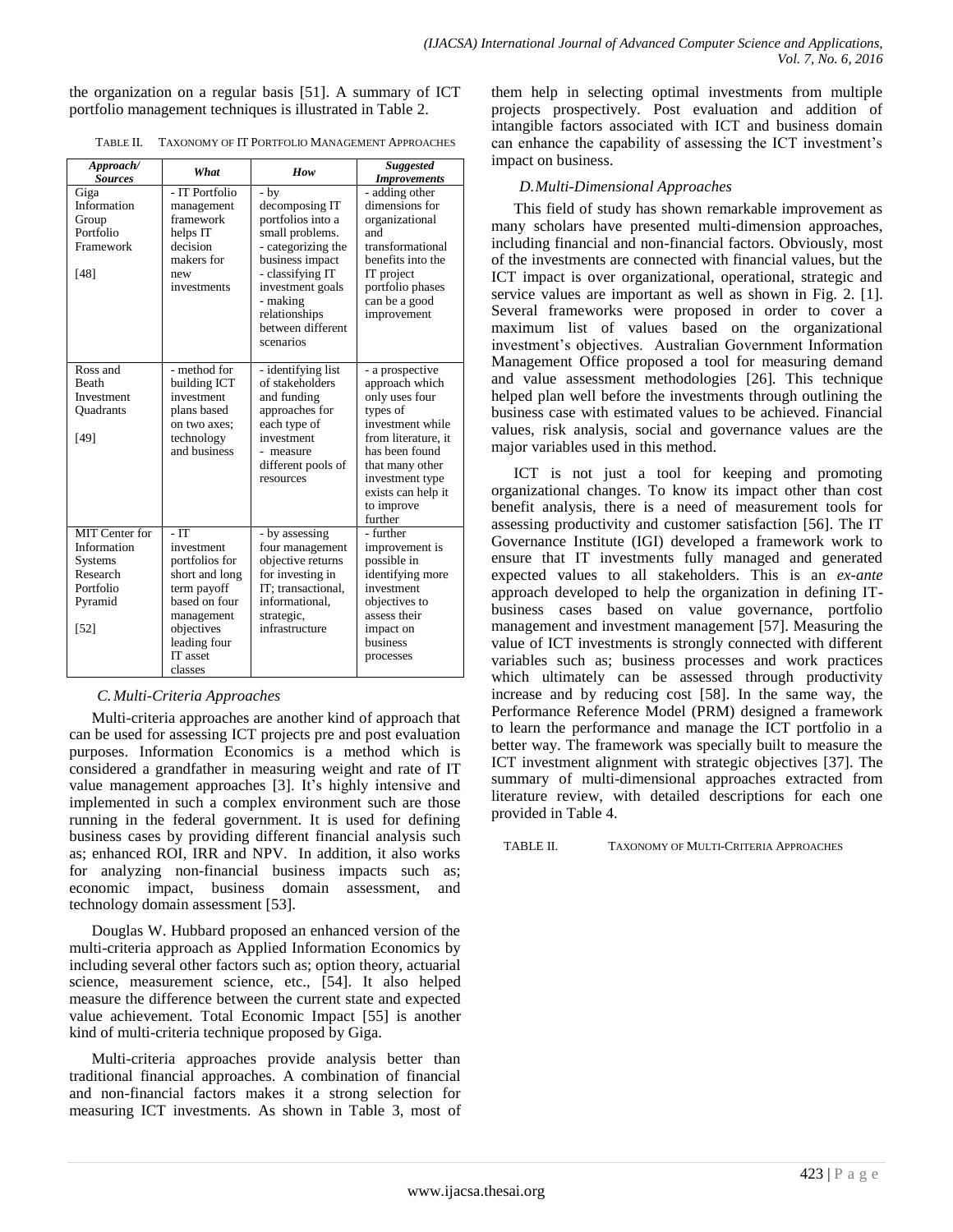the organization on a regular basis [51]. A summary of ICT portfolio management techniques is illustrated in Table 2.

TABLE II. TAXONOMY OF IT PORTFOLIO MANAGEMENT APPROACHES

| *Approach/ Sources* | *What* | *How* | *Suggested Improvements* |
|---|---|---|---|
| Giga Information Group Portfolio Framework [48] | - IT Portfolio management framework helps IT decision makers for new investments | - by decomposing IT portfolios into a small problems. - categorizing the business impact - classifying IT investment goals - making relationships between different scenarios | - adding other dimensions for organizational and transformational benefits into the IT project portfolio phases can be a good improvement |
| Ross and Beath Investment Quadrants [49] | - method for building ICT investment plans based on two axes; technology and business | - identifying list of stakeholders and funding approaches for each type of investment - measure different pools of resources | - a prospective approach which only uses four types of investment while from literature, it has been found that many other investment type exists can help it to improve further |
| MIT Center for Information Systems Research Portfolio Pyramid [52] | - IT investment portfolios for short and long term payoff based on four management objectives leading four IT asset classes | - by assessing four management objective returns for investing in IT; transactional, informational, strategic, infrastructure | - further improvement is possible in identifying more investment objectives to assess their impact on business processes |

### C. Multi-Criteria Approaches

Multi-criteria approaches are another kind of approach that can be used for assessing ICT projects pre and post evaluation purposes. Information Economics is a method which is considered a grandfather in measuring weight and rate of IT value management approaches [3]. It's highly intensive and implemented in such a complex environment such are those running in the federal government. It is used for defining business cases by providing different financial analysis such as; enhanced ROI, IRR and NPV. In addition, it also works for analyzing non-financial business impacts such as; economic impact, business domain assessment, and technology domain assessment [53].

Douglas W. Hubbard proposed an enhanced version of the multi-criteria approach as Applied Information Economics by including several other factors such as; option theory, actuarial science, measurement science, etc., [54]. It also helped measure the difference between the current state and expected value achievement. Total Economic Impact [55] is another kind of multi-criteria technique proposed by Giga.

Multi-criteria approaches provide analysis better than traditional financial approaches. A combination of financial and non-financial factors makes it a strong selection for measuring ICT investments. As shown in Table 3, most of them help in selecting optimal investments from multiple projects prospectively. Post evaluation and addition of intangible factors associated with ICT and business domain can enhance the capability of assessing the ICT investment's impact on business.

### D. Multi-Dimensional Approaches

This field of study has shown remarkable improvement as many scholars have presented multi-dimension approaches, including financial and non-financial factors. Obviously, most of the investments are connected with financial values, but the ICT impact is over organizational, operational, strategic and service values are important as well as shown in Fig. 2. [1]. Several frameworks were proposed in order to cover a maximum list of values based on the organizational investment's objectives. Australian Government Information Management Office proposed a tool for measuring demand and value assessment methodologies [26]. This technique helped plan well before the investments through outlining the business case with estimated values to be achieved. Financial values, risk analysis, social and governance values are the major variables used in this method.

ICT is not just a tool for keeping and promoting organizational changes. To know its impact other than cost benefit analysis, there is a need of measurement tools for assessing productivity and customer satisfaction [56]. The IT Governance Institute (IGI) developed a framework work to ensure that IT investments fully managed and generated expected values to all stakeholders. This is an *ex-ante* approach developed to help the organization in defining IT-business cases based on value governance, portfolio management and investment management [57]. Measuring the value of ICT investments is strongly connected with different variables such as; business processes and work practices which ultimately can be assessed through productivity increase and by reducing cost [58]. In the same way, the Performance Reference Model (PRM) designed a framework to learn the performance and manage the ICT portfolio in a better way. The framework was specially built to measure the ICT investment alignment with strategic objectives [37]. The summary of multi-dimensional approaches extracted from literature review, with detailed descriptions for each one provided in Table 4.

TABLE II. TAXONOMY OF MULTI-CRITERIA APPROACHES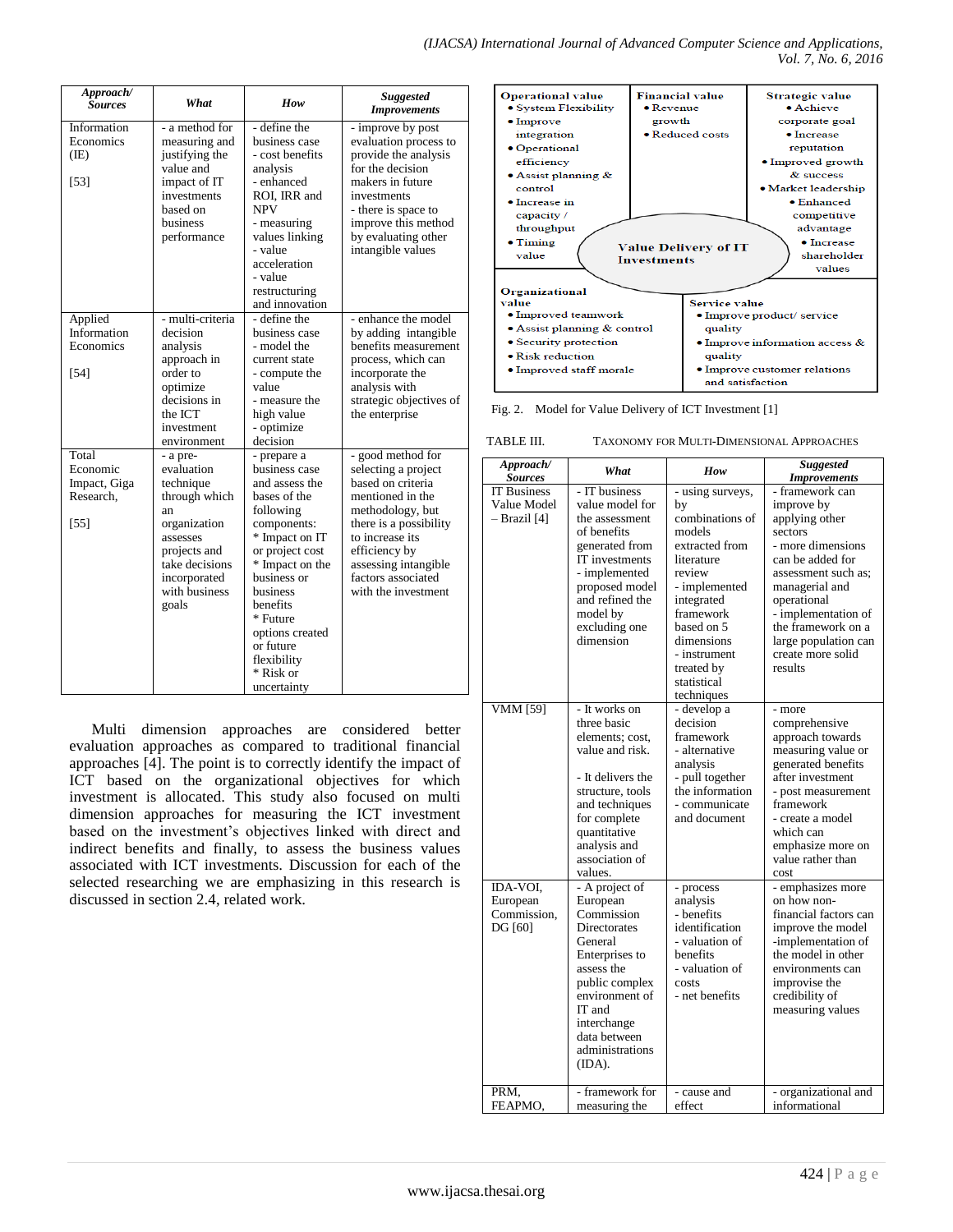| Approach/ Sources | What | How | Suggested Improvements |
|---|---|---|---|
| Information Economics (IE) [53] | - a method for measuring and justifying the value and impact of IT investments based on business performance | - define the business case - cost benefits analysis - enhanced ROI, IRR and NPV - measuring values linking - value acceleration - value restructuring and innovation | - improve by post evaluation process to provide the analysis for the decision makers in future investments - there is space to improve this method by evaluating other intangible values |
| Applied Information Economics [54] | - multi-criteria decision analysis approach in order to optimize decisions in the ICT investment environment | - define the business case - model the current state - compute the value - measure the high value - optimize decision | - enhance the model by adding intangible benefits measurement process, which can incorporate the analysis with strategic objectives of the enterprise |
| Total Economic Impact, Giga Research, [55] | - a pre-evaluation technique through which an organization assesses projects and take decisions incorporated with business goals | - prepare a business case and assess the bases of the following components: * Impact on IT or project cost * Impact on the business or business benefits * Future options created or future flexibility * Risk or uncertainty | - good method for selecting a project based on criteria mentioned in the methodology, but there is a possibility to increase its efficiency by assessing intangible factors associated with the investment |

Multi dimension approaches are considered better evaluation approaches as compared to traditional financial approaches [4]. The point is to correctly identify the impact of ICT based on the organizational objectives for which investment is allocated. This study also focused on multi dimension approaches for measuring the ICT investment based on the investment's objectives linked with direct and indirect benefits and finally, to assess the business values associated with ICT investments. Discussion for each of the selected researching we are emphasizing in this research is discussed in section 2.4, related work.

| Operational value | Financial value | Strategic value |
|---|---|---|
| • System Flexibility • Improve integration • Operational efficiency • Assist planning & control • Increase in capacity / throughput • Timing value | • Revenue growth • Reduced costs | • Achieve corporate goal • Increase reputation • Improved growth & success • Market leadership • Enhanced competitive advantage • Increase shareholder values |

Value Delivery of IT Investments

| Organizational value | Service value |
|---|---|
| • Improved teamwork • Assist planning & control • Security protection • Risk reduction • Improved staff morale | • Improve product/ service quality • Improve information access & quality • Improve customer relations and satisfaction |

Fig. 2. Model for Value Delivery of ICT Investment [1]

TABLE III. TAXONOMY FOR MULTI-DIMENSIONAL APPROACHES

| Approach/ Sources | What | How | Suggested Improvements |
|---|---|---|---|
| IT Business Value Model – Brazil [4] | - IT business value model for the assessment of benefits generated from IT investments - implemented proposed model and refined the model by excluding one dimension | - using surveys, by combinations of models extracted from literature review - implemented integrated framework based on 5 dimensions - instrument treated by statistical techniques | - framework can improve by applying other sectors - more dimensions can be added for assessment such as; managerial and operational - implementation of the framework on a large population can create more solid results |
| VMM [59] | - It works on three basic elements; cost, value and risk. - It delivers the structure, tools and techniques for complete quantitative analysis and association of values. | - develop a decision framework - alternative analysis - pull together the information - communicate and document | - more comprehensive approach towards measuring value or generated benefits after investment - post measurement framework - create a model which can emphasize more on value rather than cost |
| IDA-VOI, European Commission, DG [60] | - A project of European Commission Directorates General Enterprises to assess the public complex environment of IT and interchange data between administrations (IDA). | - process analysis - benefits identification - valuation of benefits - valuation of costs - net benefits | - emphasizes more on how non-financial factors can improve the model -implementation of the model in other environments can improvise the credibility of measuring values |
| PRM, FEAPMO, | - framework for measuring the | - cause and effect | - organizational and informational |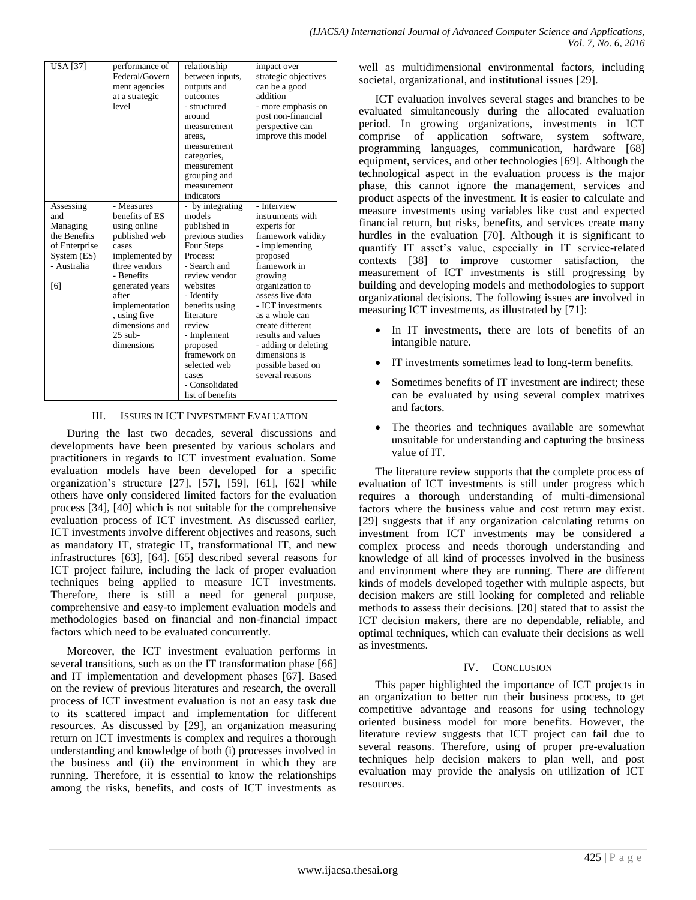| USA [37] | performance of Federal/Government agencies at a strategic level | relationship between inputs, outputs and outcomes<br>- structured around measurement areas, measurement categories, measurement grouping and measurement indicators | impact over strategic objectives can be a good addition<br>- more emphasis on post non-financial perspective can improve this model |
|---|---|---|---|
| Assessing and Managing the Benefits of Enterprise System (ES) - Australia<br><br>[6] | - Measures benefits of ES using online published web cases implemented by three vendors<br>- Benefits generated years after implementation , using five dimensions and 25 sub-dimensions | - by integrating models published in previous studies Four Steps Process:<br>- Search and review vendor websites<br>- Identify benefits using literature review<br>- Implement proposed framework on selected web cases<br>- Consolidated list of benefits | - Interview instruments with experts for framework validity<br>- implementing proposed framework in growing organization to assess live data<br>- ICT investments as a whole can create different results and values<br>- adding or deleting dimensions is possible based on several reasons |

## III. Issues in ICT Investment Evaluation

During the last two decades, several discussions and developments have been presented by various scholars and practitioners in regards to ICT investment evaluation. Some evaluation models have been developed for a specific organization's structure [27], [57], [59], [61], [62] while others have only considered limited factors for the evaluation process [34], [40] which is not suitable for the comprehensive evaluation process of ICT investment. As discussed earlier, ICT investments involve different objectives and reasons, such as mandatory IT, strategic IT, transformational IT, and new infrastructures [63], [64]. [65] described several reasons for ICT project failure, including the lack of proper evaluation techniques being applied to measure ICT investments. Therefore, there is still a need for general purpose, comprehensive and easy-to implement evaluation models and methodologies based on financial and non-financial impact factors which need to be evaluated concurrently.

Moreover, the ICT investment evaluation performs in several transitions, such as on the IT transformation phase [66] and IT implementation and development phases [67]. Based on the review of previous literatures and research, the overall process of ICT investment evaluation is not an easy task due to its scattered impact and implementation for different resources. As discussed by [29], an organization measuring return on ICT investments is complex and requires a thorough understanding and knowledge of both (i) processes involved in the business and (ii) the environment in which they are running. Therefore, it is essential to know the relationships among the risks, benefits, and costs of ICT investments as well as multidimensional environmental factors, including societal, organizational, and institutional issues [29].

ICT evaluation involves several stages and branches to be evaluated simultaneously during the allocated evaluation period. In growing organizations, investments in ICT comprise of application software, system software, programming languages, communication, hardware [68] equipment, services, and other technologies [69]. Although the technological aspect in the evaluation process is the major phase, this cannot ignore the management, services and product aspects of the investment. It is easier to calculate and measure investments using variables like cost and expected financial return, but risks, benefits, and services create many hurdles in the evaluation [70]. Although it is significant to quantify IT asset's value, especially in IT service-related contexts [38] to improve customer satisfaction, the measurement of ICT investments is still progressing by building and developing models and methodologies to support organizational decisions. The following issues are involved in measuring ICT investments, as illustrated by [71]:

- In IT investments, there are lots of benefits of an intangible nature.
- IT investments sometimes lead to long-term benefits.
- Sometimes benefits of IT investment are indirect; these can be evaluated by using several complex matrixes and factors.
- The theories and techniques available are somewhat unsuitable for understanding and capturing the business value of IT.

The literature review supports that the complete process of evaluation of ICT investments is still under progress which requires a thorough understanding of multi-dimensional factors where the business value and cost return may exist. [29] suggests that if any organization calculating returns on investment from ICT investments may be considered a complex process and needs thorough understanding and knowledge of all kind of processes involved in the business and environment where they are running. There are different kinds of models developed together with multiple aspects, but decision makers are still looking for completed and reliable methods to assess their decisions. [20] stated that to assist the ICT decision makers, there are no dependable, reliable, and optimal techniques, which can evaluate their decisions as well as investments.

## IV. Conclusion

This paper highlighted the importance of ICT projects in an organization to better run their business process, to get competitive advantage and reasons for using technology oriented business model for more benefits. However, the literature review suggests that ICT project can fail due to several reasons. Therefore, using of proper pre-evaluation techniques help decision makers to plan well, and post evaluation may provide the analysis on utilization of ICT resources.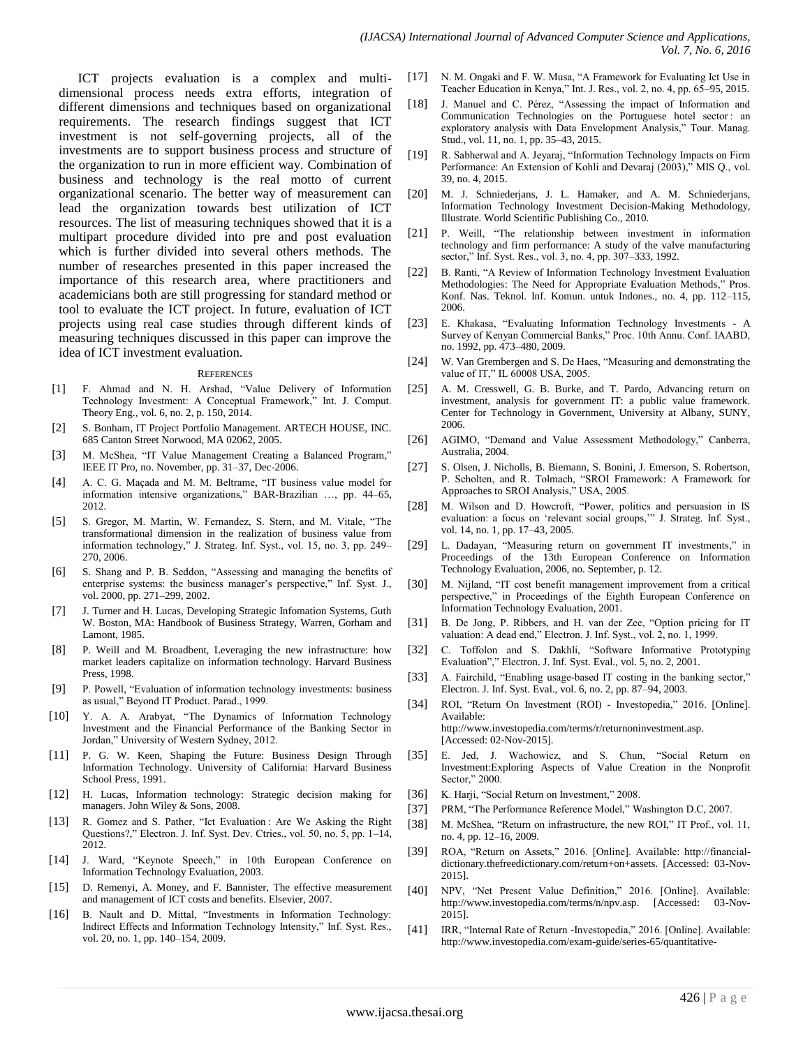ICT projects evaluation is a complex and multi-dimensional process needs extra efforts, integration of different dimensions and techniques based on organizational requirements. The research findings suggest that ICT investment is not self-governing projects, all of the investments are to support business process and structure of the organization to run in more efficient way. Combination of business and technology is the real motto of current organizational scenario. The better way of measurement can lead the organization towards best utilization of ICT resources. The list of measuring techniques showed that it is a multipart procedure divided into pre and post evaluation which is further divided into several others methods. The number of researches presented in this paper increased the importance of this research area, where practitioners and academicians both are still progressing for standard method or tool to evaluate the ICT project. In future, evaluation of ICT projects using real case studies through different kinds of measuring techniques discussed in this paper can improve the idea of ICT investment evaluation.

## References

[1] F. Ahmad and N. H. Arshad, "Value Delivery of Information Technology Investment: A Conceptual Framework," Int. J. Comput. Theory Eng., vol. 6, no. 2, p. 150, 2014.

[2] S. Bonham, IT Project Portfolio Management. ARTECH HOUSE, INC. 685 Canton Street Norwood, MA 02062, 2005.

[3] M. McShea, "IT Value Management Creating a Balanced Program," IEEE IT Pro, no. November, pp. 31–37, Dec-2006.

[4] A. C. G. Maçada and M. M. Beltrame, "IT business value model for information intensive organizations," BAR-Brazilian …, pp. 44–65, 2012.

[5] S. Gregor, M. Martin, W. Fernandez, S. Stern, and M. Vitale, "The transformational dimension in the realization of business value from information technology," J. Strateg. Inf. Syst., vol. 15, no. 3, pp. 249–270, 2006.

[6] S. Shang and P. B. Seddon, "Assessing and managing the benefits of enterprise systems: the business manager's perspective," Inf. Syst. J., vol. 2000, pp. 271–299, 2002.

[7] J. Turner and H. Lucas, Developing Strategic Infomation Systems, Guth W. Boston, MA: Handbook of Business Strategy, Warren, Gorham and Lamont, 1985.

[8] P. Weill and M. Broadbent, Leveraging the new infrastructure: how market leaders capitalize on information technology. Harvard Business Press, 1998.

[9] P. Powell, "Evaluation of information technology investments: business as usual," Beyond IT Product. Parad., 1999.

[10] Y. A. A. Arabyat, "The Dynamics of Information Technology Investment and the Financial Performance of the Banking Sector in Jordan," University of Western Sydney, 2012.

[11] P. G. W. Keen, Shaping the Future: Business Design Through Information Technology. University of California: Harvard Business School Press, 1991.

[12] H. Lucas, Information technology: Strategic decision making for managers. John Wiley & Sons, 2008.

[13] R. Gomez and S. Pather, "Ict Evaluation : Are We Asking the Right Questions?," Electron. J. Inf. Syst. Dev. Ctries., vol. 50, no. 5, pp. 1–14, 2012.

[14] J. Ward, "Keynote Speech," in 10th European Conference on Information Technology Evaluation, 2003.

[15] D. Remenyi, A. Money, and F. Bannister, The effective measurement and management of ICT costs and benefits. Elsevier, 2007.

[16] B. Nault and D. Mittal, "Investments in Information Technology: Indirect Effects and Information Technology Intensity," Inf. Syst. Res., vol. 20, no. 1, pp. 140–154, 2009.

[17] N. M. Ongaki and F. W. Musa, "A Framework for Evaluating Ict Use in Teacher Education in Kenya," Int. J. Res., vol. 2, no. 4, pp. 65–95, 2015.

[18] J. Manuel and C. Pérez, "Assessing the impact of Information and Communication Technologies on the Portuguese hotel sector : an exploratory analysis with Data Envelopment Analysis," Tour. Manag. Stud., vol. 11, no. 1, pp. 35–43, 2015.

[19] R. Sabherwal and A. Jeyaraj, "Information Technology Impacts on Firm Performance: An Extension of Kohli and Devaraj (2003)," MIS Q., vol. 39, no. 4, 2015.

[20] M. J. Schniederjans, J. L. Hamaker, and A. M. Schniederjans, Information Technology Investment Decision-Making Methodology, Illustrate. World Scientific Publishing Co., 2010.

[21] P. Weill, "The relationship between investment in information technology and firm performance: A study of the valve manufacturing sector," Inf. Syst. Res., vol. 3, no. 4, pp. 307–333, 1992.

[22] B. Ranti, "A Review of Information Technology Investment Evaluation Methodologies: The Need for Appropriate Evaluation Methods," Pros. Konf. Nas. Teknol. Inf. Komun. untuk Indones., no. 4, pp. 112–115, 2006.

[23] E. Khakasa, "Evaluating Information Technology Investments - A Survey of Kenyan Commercial Banks," Proc. 10th Annu. Conf. IAABD, no. 1992, pp. 473–480, 2009.

[24] W. Van Grembergen and S. De Haes, "Measuring and demonstrating the value of IT," IL 60008 USA, 2005.

[25] A. M. Cresswell, G. B. Burke, and T. Pardo, Advancing return on investment, analysis for government IT: a public value framework. Center for Technology in Government, University at Albany, SUNY, 2006.

[26] AGIMO, "Demand and Value Assessment Methodology," Canberra, Australia, 2004.

[27] S. Olsen, J. Nicholls, B. Biemann, S. Bonini, J. Emerson, S. Robertson, P. Scholten, and R. Tolmach, "SROI Framework: A Framework for Approaches to SROI Analysis," USA, 2005.

[28] M. Wilson and D. Howcroft, "Power, politics and persuasion in IS evaluation: a focus on 'relevant social groups,'" J. Strateg. Inf. Syst., vol. 14, no. 1, pp. 17–43, 2005.

[29] L. Dadayan, "Measuring return on government IT investments," in Proceedings of the 13th European Conference on Information Technology Evaluation, 2006, no. September, p. 12.

[30] M. Nijland, "IT cost benefit management improvement from a critical perspective," in Proceedings of the Eighth European Conference on Information Technology Evaluation, 2001.

[31] B. De Jong, P. Ribbers, and H. van der Zee, "Option pricing for IT valuation: A dead end," Electron. J. Inf. Syst., vol. 2, no. 1, 1999.

[32] C. Toffolon and S. Dakhli, "Software Informative Prototyping Evaluation"," Electron. J. Inf. Syst. Eval., vol. 5, no. 2, 2001.

[33] A. Fairchild, "Enabling usage-based IT costing in the banking sector," Electron. J. Inf. Syst. Eval., vol. 6, no. 2, pp. 87–94, 2003.

[34] ROI, "Return On Investment (ROI) - Investopedia," 2016. [Online]. Available: http://www.investopedia.com/terms/r/returnoninvestment.asp. [Accessed: 02-Nov-2015].

[35] E. Jed, J. Wachowicz, and S. Chun, "Social Return on Investment:Exploring Aspects of Value Creation in the Nonprofit Sector," 2000.

[36] K. Harji, "Social Return on Investment," 2008.

[37] PRM, "The Performance Reference Model," Washington D.C, 2007.

[38] M. McShea, "Return on infrastructure, the new ROI," IT Prof., vol. 11, no. 4, pp. 12–16, 2009.

[39] ROA, "Return on Assets," 2016. [Online]. Available: http://financial-dictionary.thefreedictionary.com/return+on+assets. [Accessed: 03-Nov-2015].

[40] NPV, "Net Present Value Definition," 2016. [Online]. Available: http://www.investopedia.com/terms/n/npv.asp. [Accessed: 03-Nov-2015].

[41] IRR, "Internal Rate of Return -Investopedia," 2016. [Online]. Available: http://www.investopedia.com/exam-guide/series-65/quantitative-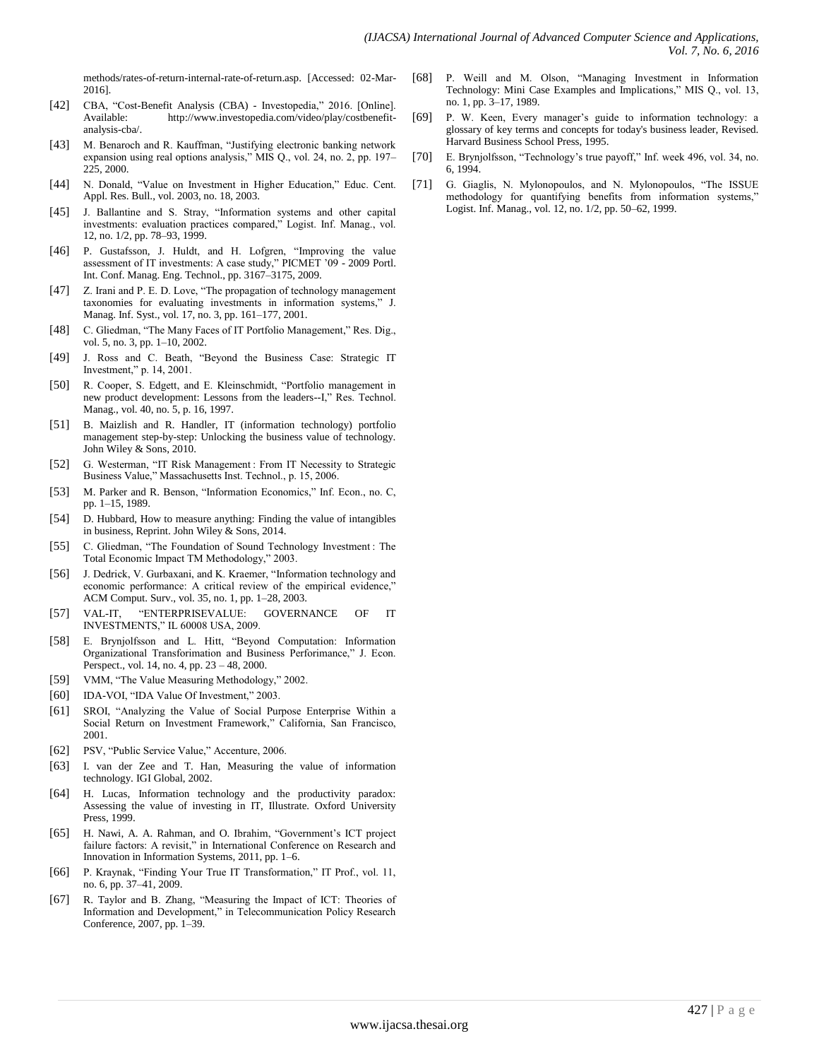methods/rates-of-return-internal-rate-of-return.asp. [Accessed: 02-Mar-2016].

[42] CBA, "Cost-Benefit Analysis (CBA) - Investopedia," 2016. [Online]. Available: http://www.investopedia.com/video/play/costbenefit-analysis-cba/.

[43] M. Benaroch and R. Kauffman, "Justifying electronic banking network expansion using real options analysis," MIS Q., vol. 24, no. 2, pp. 197–225, 2000.

[44] N. Donald, "Value on Investment in Higher Education," Educ. Cent. Appl. Res. Bull., vol. 2003, no. 18, 2003.

[45] J. Ballantine and S. Stray, "Information systems and other capital investments: evaluation practices compared," Logist. Inf. Manag., vol. 12, no. 1/2, pp. 78–93, 1999.

[46] P. Gustafsson, J. Huldt, and H. Lofgren, "Improving the value assessment of IT investments: A case study," PICMET '09 - 2009 Portl. Int. Conf. Manag. Eng. Technol., pp. 3167–3175, 2009.

[47] Z. Irani and P. E. D. Love, "The propagation of technology management taxonomies for evaluating investments in information systems," J. Manag. Inf. Syst., vol. 17, no. 3, pp. 161–177, 2001.

[48] C. Gliedman, "The Many Faces of IT Portfolio Management," Res. Dig., vol. 5, no. 3, pp. 1–10, 2002.

[49] J. Ross and C. Beath, "Beyond the Business Case: Strategic IT Investment," p. 14, 2001.

[50] R. Cooper, S. Edgett, and E. Kleinschmidt, "Portfolio management in new product development: Lessons from the leaders--I," Res. Technol. Manag., vol. 40, no. 5, p. 16, 1997.

[51] B. Maizlish and R. Handler, IT (information technology) portfolio management step-by-step: Unlocking the business value of technology. John Wiley & Sons, 2010.

[52] G. Westerman, "IT Risk Management : From IT Necessity to Strategic Business Value," Massachusetts Inst. Technol., p. 15, 2006.

[53] M. Parker and R. Benson, "Information Economics," Inf. Econ., no. C, pp. 1–15, 1989.

[54] D. Hubbard, How to measure anything: Finding the value of intangibles in business, Reprint. John Wiley & Sons, 2014.

[55] C. Gliedman, "The Foundation of Sound Technology Investment : The Total Economic Impact TM Methodology," 2003.

[56] J. Dedrick, V. Gurbaxani, and K. Kraemer, "Information technology and economic performance: A critical review of the empirical evidence," ACM Comput. Surv., vol. 35, no. 1, pp. 1–28, 2003.

[57] VAL-IT, "ENTERPRISEVALUE: GOVERNANCE OF IT INVESTMENTS," IL 60008 USA, 2009.

[58] E. Brynjolfsson and L. Hitt, "Beyond Computation: Information Organizational Transforimation and Business Perforimance," J. Econ. Perspect., vol. 14, no. 4, pp. 23 – 48, 2000.

[59] VMM, "The Value Measuring Methodology," 2002.

[60] IDA-VOI, "IDA Value Of Investment," 2003.

[61] SROI, "Analyzing the Value of Social Purpose Enterprise Within a Social Return on Investment Framework," California, San Francisco, 2001.

[62] PSV, "Public Service Value," Accenture, 2006.

[63] I. van der Zee and T. Han, Measuring the value of information technology. IGI Global, 2002.

[64] H. Lucas, Information technology and the productivity paradox: Assessing the value of investing in IT, Illustrate. Oxford University Press, 1999.

[65] H. Nawi, A. A. Rahman, and O. Ibrahim, "Government's ICT project failure factors: A revisit," in International Conference on Research and Innovation in Information Systems, 2011, pp. 1–6.

[66] P. Kraynak, "Finding Your True IT Transformation," IT Prof., vol. 11, no. 6, pp. 37–41, 2009.

[67] R. Taylor and B. Zhang, "Measuring the Impact of ICT: Theories of Information and Development," in Telecommunication Policy Research Conference, 2007, pp. 1–39.

[68] P. Weill and M. Olson, "Managing Investment in Information Technology: Mini Case Examples and Implications," MIS Q., vol. 13, no. 1, pp. 3–17, 1989.

[69] P. W. Keen, Every manager's guide to information technology: a glossary of key terms and concepts for today's business leader, Revised. Harvard Business School Press, 1995.

[70] E. Brynjolfsson, "Technology's true payoff," Inf. week 496, vol. 34, no. 6, 1994.

[71] G. Giaglis, N. Mylonopoulos, and N. Mylonopoulos, "The ISSUE methodology for quantifying benefits from information systems," Logist. Inf. Manag., vol. 12, no. 1/2, pp. 50–62, 1999.